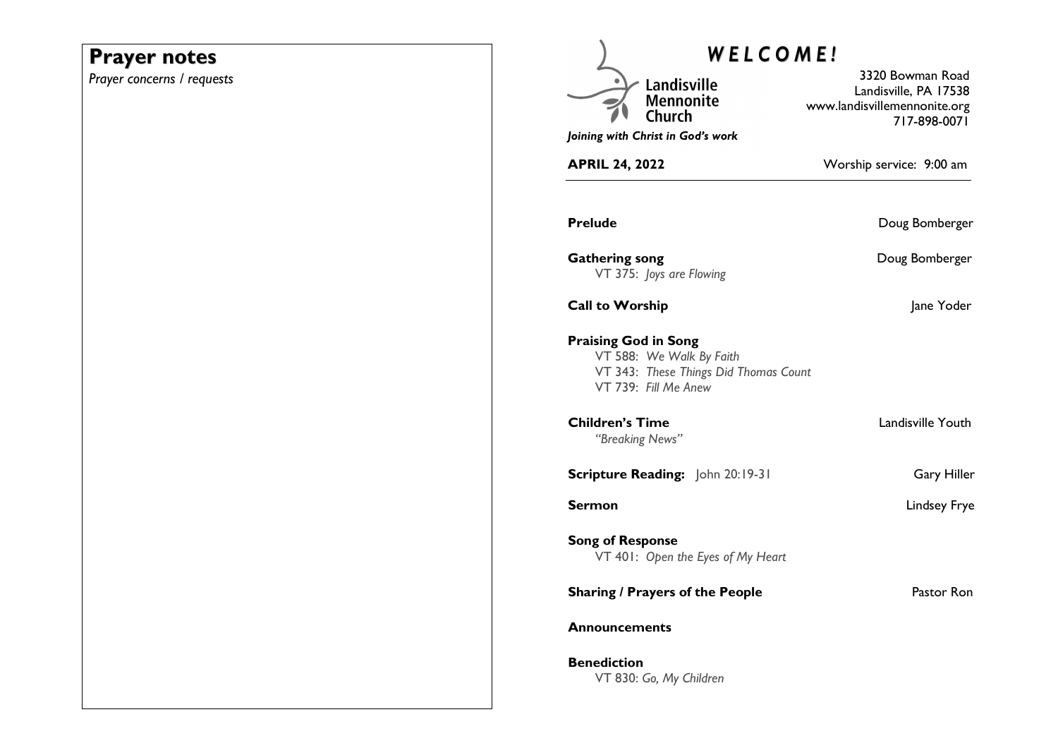## Prayer notes

*Prayer concerns / requests*

# *WELCOME!*

Landisville Mennonite Church

*Joining with Christ in God's work*

3320 Bowman Road
Landisville, PA 17538
www.landisvillemennonite.org
717-898-0071

**APRIL 24, 2022** Worship service: 9:00 am

**Prelude** Doug Bomberger

**Gathering song** Doug Bomberger
VT 375: *Joys are Flowing*

**Call to Worship** Jane Yoder

**Praising God in Song**
VT 588: *We Walk By Faith*
VT 343: *These Things Did Thomas Count*
VT 739: *Fill Me Anew*

**Children's Time** Landisville Youth
*"Breaking News"*

**Scripture Reading:** John 20:19-31 Gary Hiller

**Sermon** Lindsey Frye

**Song of Response**
VT 401: *Open the Eyes of My Heart*

**Sharing / Prayers of the People** Pastor Ron

**Announcements**

**Benediction**
VT 830: *Go, My Children*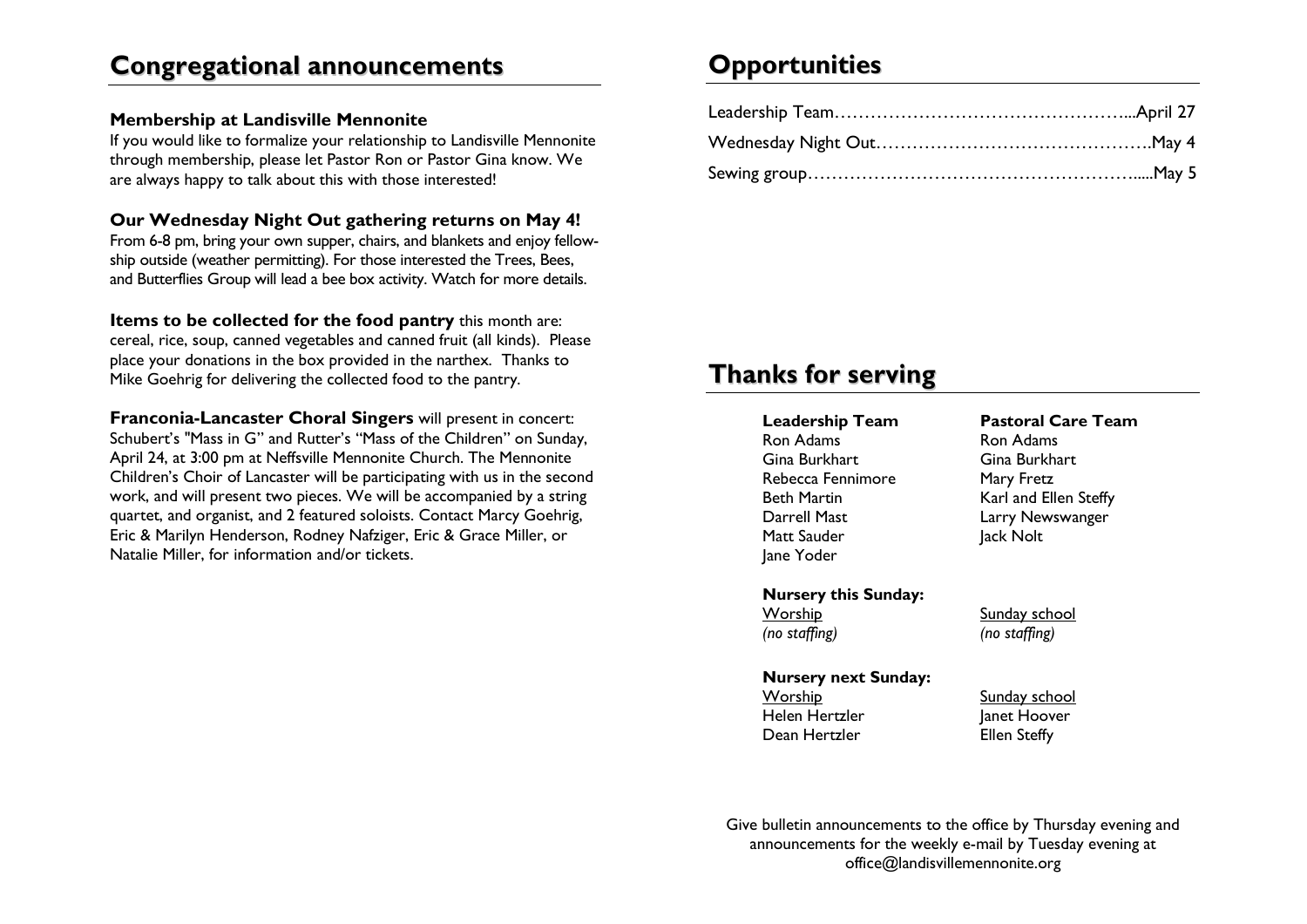# Congregational announcements

**Membership at Landisville Mennonite**

If you would like to formalize your relationship to Landisville Mennonite through membership, please let Pastor Ron or Pastor Gina know. We are always happy to talk about this with those interested!

**Our Wednesday Night Out gathering returns on May 4!**

From 6-8 pm, bring your own supper, chairs, and blankets and enjoy fellowship outside (weather permitting). For those interested the Trees, Bees, and Butterflies Group will lead a bee box activity. Watch for more details.

**Items to be collected for the food pantry** this month are: cereal, rice, soup, canned vegetables and canned fruit (all kinds). Please place your donations in the box provided in the narthex. Thanks to Mike Goehrig for delivering the collected food to the pantry.

**Franconia-Lancaster Choral Singers** will present in concert: Schubert's "Mass in G" and Rutter's "Mass of the Children" on Sunday, April 24, at 3:00 pm at Neffsville Mennonite Church. The Mennonite Children's Choir of Lancaster will be participating with us in the second work, and will present two pieces. We will be accompanied by a string quartet, and organist, and 2 featured soloists. Contact Marcy Goehrig, Eric & Marilyn Henderson, Rodney Nafziger, Eric & Grace Miller, or Natalie Miller, for information and/or tickets.

# Opportunities

Leadership Team………………………………………….....April 27

Wednesday Night Out……………………………………….May 4

Sewing group………………………………………………….....May 5

# Thanks for serving

**Leadership Team**
Ron Adams
Gina Burkhart
Rebecca Fennimore
Beth Martin
Darrell Mast
Matt Sauder
Jane Yoder

**Pastoral Care Team**
Ron Adams
Gina Burkhart
Mary Fretz
Karl and Ellen Steffy
Larry Newswanger
Jack Nolt

**Nursery this Sunday:**

Worship
*(no staffing)*

Sunday school
*(no staffing)*

**Nursery next Sunday:**

Worship
Helen Hertzler
Dean Hertzler

Sunday school
Janet Hoover
Ellen Steffy

Give bulletin announcements to the office by Thursday evening and announcements for the weekly e-mail by Tuesday evening at office@landisvillemennonite.org